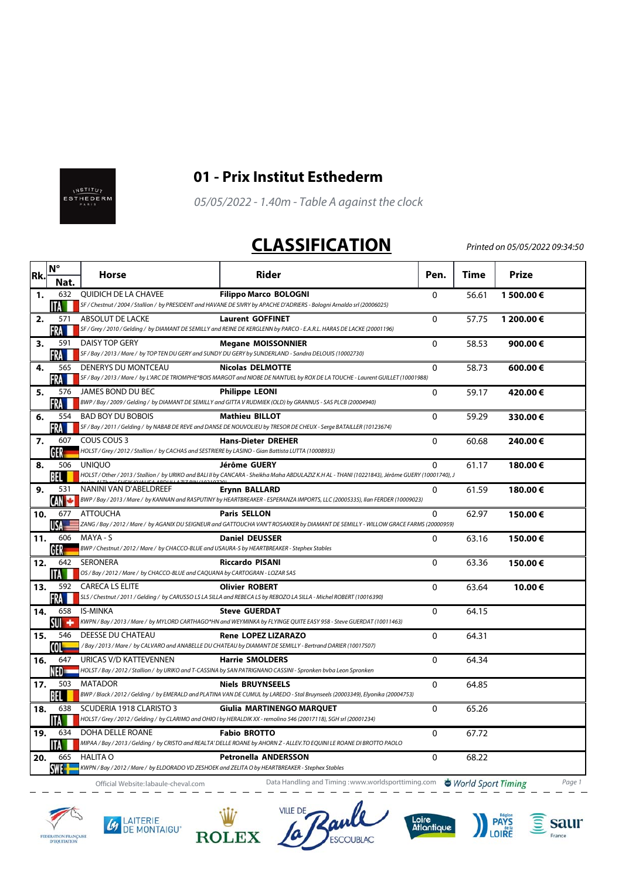# 01 - Prix Institut Esthederm

*05/05/2022 - 1.40m - Table A against the clock*

## CLASSIFICATION

*Printed on 05/05/2022 09:34:50*

| Rk. | N° / Nat. | Horse | Rider | Pen. | Time | Prize |
|---|---|---|---|---|---|---|
| 1. | 632 ITA | QUIDICH DE LA CHAVEE<br>*SF / Chestnut / 2004 / Stallion / by PRESIDENT and HAVANE DE SIVRY by APACHE D'ADRIERS - Bologni Arnaldo srl (20006025)* | **Filippo Marco BOLOGNI** | 0 | 56.61 | **1 500.00 €** |
| 2. | 571 FRA | ABSOLUT DE LACKE<br>*SF / Grey / 2010 / Gelding / by DIAMANT DE SEMILLY and REINE DE KERGLENN by PARCO - E.A.R.L. HARAS DE LACKE (20001196)* | **Laurent GOFFINET** | 0 | 57.75 | **1 200.00 €** |
| 3. | 591 FRA | DAISY TOP GERY<br>*SF / Bay / 2013 / Mare / by TOP TEN DU GERY and SUNDY DU GERY by SUNDERLAND - Sandra DELOUIS (10002730)* | **Megane MOISSONNIER** | 0 | 58.53 | **900.00 €** |
| 4. | 565 FRA | DENERYS DU MONTCEAU<br>*SF / Bay / 2013 / Mare / by L'ARC DE TRIOMPHE\*BOIS MARGOT and NIOBE DE NANTUEL by ROX DE LA TOUCHE - Laurent GUILLET (10001988)* | **Nicolas DELMOTTE** | 0 | 58.73 | **600.00 €** |
| 5. | 576 FRA | JAMES BOND DU BEC<br>*BWP / Bay / 2009 / Gelding / by DIAMANT DE SEMILLY and GITTA V RUDMIEK (OLD) by GRANNUS - SAS PLCB (20004940)* | **Philippe LEONI** | 0 | 59.17 | **420.00 €** |
| 6. | 554 FRA | BAD BOY DU BOBOIS<br>*SF / Bay / 2011 / Gelding / by NABAB DE REVE and DANSE DE NOUVOLIEU by TRESOR DE CHEUX - Serge BATAILLER (10123674)* | **Mathieu BILLOT** | 0 | 59.29 | **330.00 €** |
| 7. | 607 GER | COUS COUS 3<br>*HOLST / Grey / 2012 / Stallion / by CACHAS and SESTRIERE by LASINO - Gian Battista LUTTA (10008933)* | **Hans-Dieter DREHER** | 0 | 60.68 | **240.00 €** |
| 8. | 506 BEL | UNIQUO<br>*HOLST / Other / 2013 / Stallion / by URIKO and BALI II by CANCARA - Sheikha Maha ABDULAZIZ K.H AL - THANI (10221843), Jérôme GUERY (10001740), J...* | **Jérôme GUERY** | 0 | 61.17 | **180.00 €** |
| 9. | 531 CAN | NANINI VAN D'ABELDREEF<br>*BWP / Bay / 2013 / Mare / by KANNAN and RASPUTINY by HEARTBREAKER - ESPERANZA IMPORTS, LLC (20005335), Ilan FERDER (10009023)* | **Erynn BALLARD** | 0 | 61.59 | **180.00 €** |
| 10. | 677 USA | ATTOUCHA<br>*ZANG / Bay / 2012 / Mare / by AGANIX DU SEIGNEUR and GATTOUCHA VAN'T ROSAKKER by DIAMANT DE SEMILLY - WILLOW GRACE FARMS (20000959)* | **Paris SELLON** | 0 | 62.97 | **150.00 €** |
| 11. | 606 GER | MAYA - S<br>*BWP / Chestnut / 2012 / Mare / by CHACCO-BLUE and USAURA-S by HEARTBREAKER - Stephex Stables* | **Daniel DEUSSER** | 0 | 63.16 | **150.00 €** |
| 12. | 642 ITA | SERONERA<br>*OS / Bay / 2012 / Mare / by CHACCO-BLUE and CAQUANA by CARTOGRAN - LOZAR SAS* | **Riccardo PISANI** | 0 | 63.36 | **150.00 €** |
| 13. | 592 FRA | CARECA LS ELITE<br>*SLS / Chestnut / 2011 / Gelding / by CARUSSO LS LA SILLA and REBECA LS by REBOZO LA SILLA - Michel ROBERT (10016390)* | **Olivier ROBERT** | 0 | 63.64 | **10.00 €** |
| 14. | 658 SUI | IS-MINKA<br>*KWPN / Bay / 2013 / Mare / by MYLORD CARTHAGO\*HN and WEYMINKA by FLYINGE QUITE EASY 958 - Steve GUERDAT (10011463)* | **Steve GUERDAT** | 0 | 64.15 | |
| 15. | 546 COL | DEESSE DU CHATEAU<br>*/ Bay / 2013 / Mare / by CALVARO and ANABELLE DU CHATEAU by DIAMANT DE SEMILLY - Bertrand DARIER (10017507)* | **Rene LOPEZ LIZARAZO** | 0 | 64.31 | |
| 16. | 647 NED | URICAS V/D KATTEVENNEN<br>*HOLST / Bay / 2012 / Stallion / by URIKO and T-CASSINA by SAN PATRIGNANO CASSINI - Spronken bvba Leon Spronken* | **Harrie SMOLDERS** | 0 | 64.34 | |
| 17. | 503 BEL | MATADOR<br>*BWP / Black / 2012 / Gelding / by EMERALD and PLATINA VAN DE CUMUL by LAREDO - Stal Bruynseels (20003349), Elyonika (20004753)* | **Niels BRUYNSEELS** | 0 | 64.85 | |
| 18. | 638 ITA | SCUDERIA 1918 CLARISTO 3<br>*HOLST / Grey / 2012 / Gelding / by CLARIMO and OHIO I by HERALDIK XX - remolino 546 (20017118), SGH srl (20001234)* | **Giulia MARTINENGO MARQUET** | 0 | 65.26 | |
| 19. | 634 ITA | DOHA DELLE ROANE<br>*MIPAA / Bay / 2013 / Gelding / by CRISTO and REALTA' DELLE ROANE by AHORN Z - ALLEV.TO EQUINI LE ROANE DI BROTTO PAOLO* | **Fabio BROTTO** | 0 | 67.72 | |
| 20. | 665 SWE | HALITA O<br>*KWPN / Bay / 2012 / Mare / by ELDORADO VD ZESHOEK and ZELITA O by HEARTBREAKER - Stephex Stables* | **Petronella ANDERSSON** | 0 | 68.22 | |

Official Website:labaule-cheval.com — Data Handling and Timing :www.worldsporttiming.com — World Sport Timing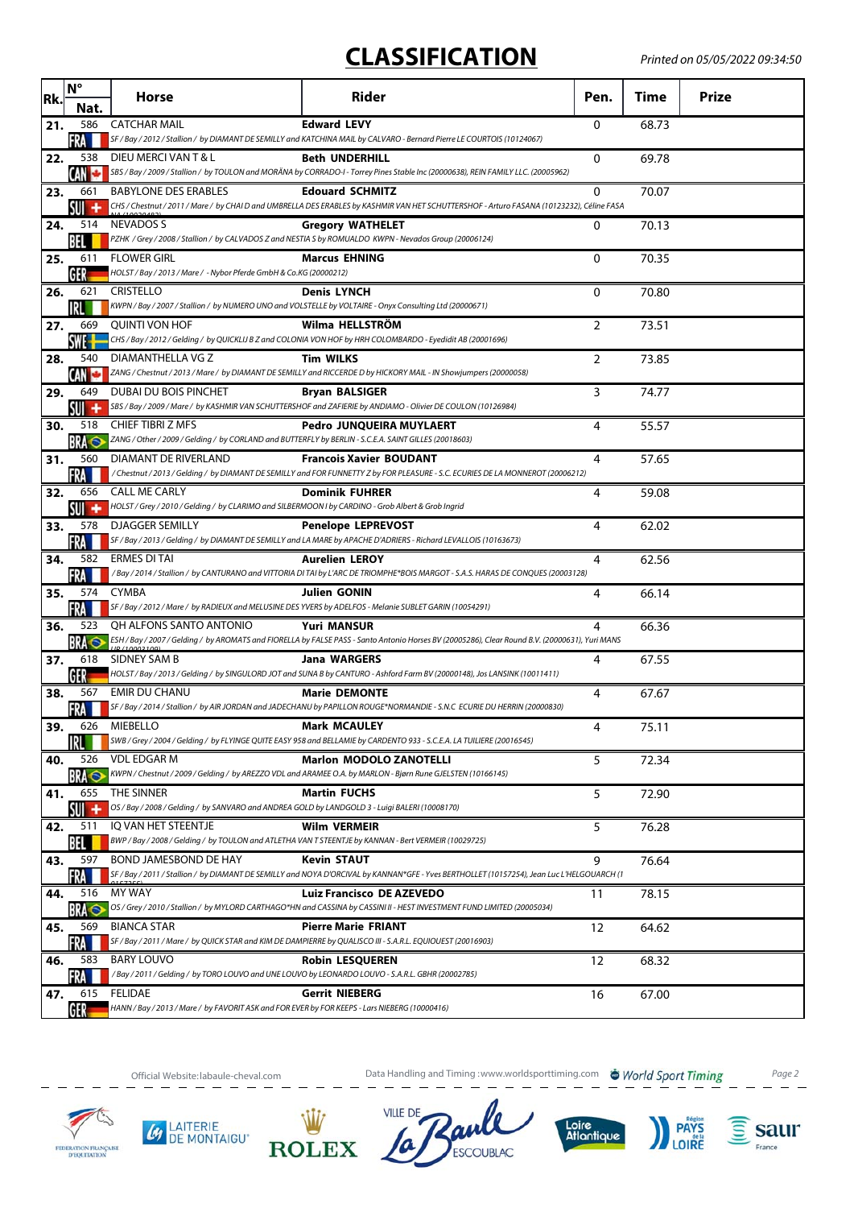# CLASSIFICATION

*Printed on 05/05/2022 09:34:50*

| Rk. | N° Nat. | Horse | Rider | Pen. | Time | Prize |
|---|---|---|---|---|---|---|
| 21. | 586 FRA | CATCHAR MAIL<br>SF / Bay / 2012 / Stallion / by DIAMANT DE SEMILLY and KATCHINA MAIL by CALVARO - Bernard Pierre LE COURTOIS (10124067) | **Edward LEVY** | 0 | 68.73 | |
| 22. | 538 CAN | DIEU MERCI VAN T & L<br>SBS / Bay / 2009 / Stallion / by TOULON and MORÂNA by CORRADO-I - Torrey Pines Stable Inc (20000638), REIN FAMILY LLC. (20005962) | **Beth UNDERHILL** | 0 | 69.78 | |
| 23. | 661 SUI | BABYLONE DES ERABLES<br>CHS / Chestnut / 2011 / Mare / by CHAI D and UMBRELLA DES ERABLES by KASHMIR VAN HET SCHUTTERSHOF - Arturo FASANA (10123232), Céline FASA | **Edouard SCHMITZ** | 0 | 70.07 | |
| 24. | 514 BEL | NEVADOS S<br>PZHK / Grey / 2008 / Stallion / by CALVADOS Z and NESTIA S by ROMULADO KWPN - Nevados Group (20006124) | **Gregory WATHELET** | 0 | 70.13 | |
| 25. | 611 GER | FLOWER GIRL<br>HOLST / Bay / 2013 / Mare / - Nybor Pferde GmbH & Co.KG (20000212) | **Marcus EHNING** | 0 | 70.35 | |
| 26. | 621 IRL | CRISTELLO<br>KWPN / Bay / 2007 / Stallion / by NUMERO UNO and VOLSTELLE by VOLTAIRE - Onyx Consulting Ltd (20000671) | **Denis LYNCH** | 0 | 70.80 | |
| 27. | 669 SWE | QUINTI VON HOF<br>CHS / Bay / 2012 / Gelding / by QUICKLIJ B Z and COLONIA VON HOF by HRH COLOMBARDO - Eyedidit AB (20001696) | **Wilma HELLSTRÖM** | 2 | 73.51 | |
| 28. | 540 CAN | DIAMANTHELLA VG Z<br>ZANG / Chestnut / 2013 / Mare / by DIAMANT DE SEMILLY and RICCERDE D by HICKORY MAIL - IN Showjumpers (20000058) | **Tim WILKS** | 2 | 73.85 | |
| 29. | 649 SUI | DUBAI DU BOIS PINCHET<br>SBS / Bay / 2009 / Mare / by KASHMIR VAN SCHUTTERSHOF and ZAFIERIE by ANDIAMO - Olivier DE COULON (10126984) | **Bryan BALSIGER** | 3 | 74.77 | |
| 30. | 518 BRA | CHIEF TIBRI Z MFS<br>ZANG / Other / 2009 / Gelding / by CORLAND and BUTTERFLY by BERLIN - S.C.E.A. SAINT GILLES (20018603) | **Pedro JUNQUEIRA MUYLAERT** | 4 | 55.57 | |
| 31. | 560 FRA | DIAMANT DE RIVERLAND<br>/ Chestnut / 2013 / Gelding / by DIAMANT DE SEMILLY and FOR FUNNETTY Z by FOR PLEASURE - S.C. ECURIES DE LA MONNEROT (20006212) | **Francois Xavier BOUDANT** | 4 | 57.65 | |
| 32. | 656 SUI | CALL ME CARLY<br>HOLST / Grey / 2010 / Gelding / by CLARIMO and SILBERMOON I by CARDINO - Grob Albert & Grob Ingrid | **Dominik FUHRER** | 4 | 59.08 | |
| 33. | 578 FRA | DJAGGER SEMILLY<br>SF / Bay / 2013 / Gelding / by DIAMANT DE SEMILLY and LA MARE by APACHE D'ADRIERS - Richard LEVALLOIS (10163673) | **Penelope LEPREVOST** | 4 | 62.02 | |
| 34. | 582 FRA | ERMES DI TAI<br>/ Bay / 2014 / Stallion / by CANTURANO and VITTORIA DI TAI by L'ARC DE TRIOMPHE*BOIS MARGOT - S.A.S. HARAS DE CONQUES (20003128) | **Aurelien LEROY** | 4 | 62.56 | |
| 35. | 574 FRA | CYMBA<br>SF / Bay / 2012 / Mare / by RADIEUX and MELUSINE DES YVERS by ADELFOS - Melanie SUBLET GARIN (10054291) | **Julien GONIN** | 4 | 66.14 | |
| 36. | 523 BRA | QH ALFONS SANTO ANTONIO<br>ESH / Bay / 2007 / Gelding / by AROMATS and FIORELLA by FALSE PASS - Santo Antonio Horses BV (20005286), Clear Round B.V. (20000631), Yuri MANS | **Yuri MANSUR** | 4 | 66.36 | |
| 37. | 618 GER | SIDNEY SAM B<br>HOLST / Bay / 2013 / Gelding / by SINGULORD JOT and SUNA B by CANTURO - Ashford Farm BV (20000148), Jos LANSINK (10011411) | **Jana WARGERS** | 4 | 67.55 | |
| 38. | 567 FRA | EMIR DU CHANU<br>SF / Bay / 2014 / Stallion / by AIR JORDAN and JADECHANU by PAPILLON ROUGE*NORMANDIE - S.N.C ECURIE DU HERRIN (20000830) | **Marie DEMONTE** | 4 | 67.67 | |
| 39. | 626 IRL | MIEBELLO<br>SWB / Grey / 2004 / Gelding / by FLYINGE QUITE EASY 958 and BELLAMIE by CARDENTO 933 - S.C.E.A. LA TUILIERE (20016545) | **Mark MCAULEY** | 4 | 75.11 | |
| 40. | 526 BRA | VDL EDGAR M<br>KWPN / Chestnut / 2009 / Gelding / by AREZZO VDL and ARAMEE O.A. by MARLON - Bjørn Rune GJELSTEN (10166145) | **Marlon MODOLO ZANOTELLI** | 5 | 72.34 | |
| 41. | 655 SUI | THE SINNER<br>OS / Bay / 2008 / Gelding / by SANVARO and ANDREA GOLD by LANDGOLD 3 - Luigi BALERI (10008170) | **Martin FUCHS** | 5 | 72.90 | |
| 42. | 511 BEL | IQ VAN HET STEENTJE<br>BWP / Bay / 2008 / Gelding / by TOULON and ATLETHA VAN T STEENTJE by KANNAN - Bert VERMEIR (10029725) | **Wilm VERMEIR** | 5 | 76.28 | |
| 43. | 597 FRA | BOND JAMESBOND DE HAY<br>SF / Bay / 2011 / Stallion / by DIAMANT DE SEMILLY and NOYA D'ORCIVAL by KANNAN*GFE - Yves BERTHOLLET (10157254), Jean Luc L'HELGOUARCH (1 | **Kevin STAUT** | 9 | 76.64 | |
| 44. | 516 BRA | MY WAY<br>OS / Grey / 2010 / Stallion / by MYLORD CARTHAGO*HN and CASSINA by CASSINI II - HEST INVESTMENT FUND LIMITED (20005034) | **Luiz Francisco DE AZEVEDO** | 11 | 78.15 | |
| 45. | 569 FRA | BIANCA STAR<br>SF / Bay / 2011 / Mare / by QUICK STAR and KIM DE DAMPIERRE by QUALISCO III - S.A.R.L. EQUIOUEST (20016903) | **Pierre Marie FRIANT** | 12 | 64.62 | |
| 46. | 583 FRA | BARY LOUVO<br>/ Bay / 2011 / Gelding / by TORO LOUVO and UNE LOUVO by LEONARDO LOUVO - S.A.R.L. GBHR (20002785) | **Robin LESQUEREN** | 12 | 68.32 | |
| 47. | 615 GER | FELIDAE<br>HANN / Bay / 2013 / Mare / by FAVORIT ASK and FOR EVER by FOR KEEPS - Lars NIEBERG (10000416) | **Gerrit NIEBERG** | 16 | 67.00 | |

Official Website: labaule-cheval.com — Data Handling and Timing : www.worldsporttiming.com — World Sport Timing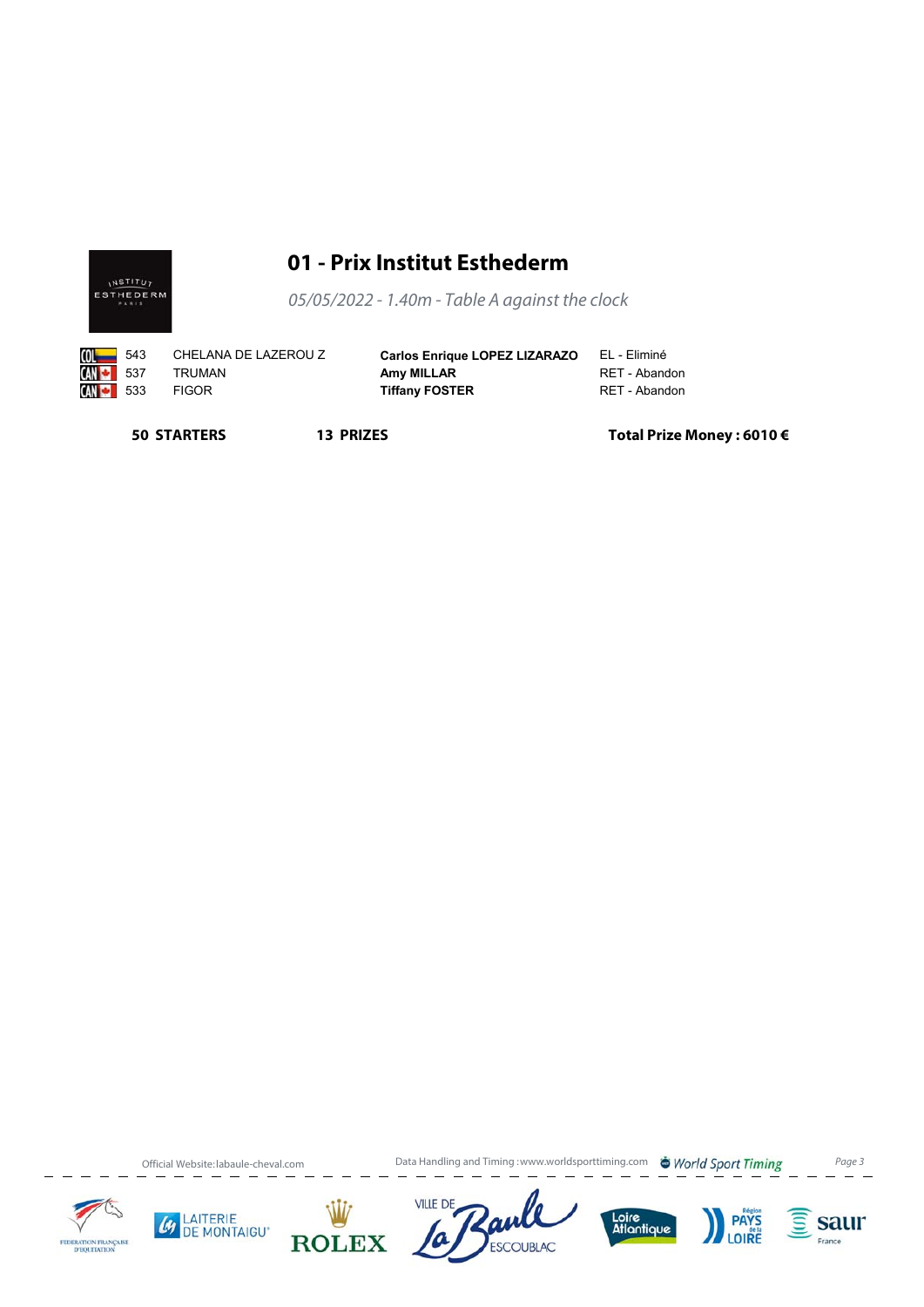# 01 - Prix Institut Esthederm

*05/05/2022 - 1.40m - Table A against the clock*

| | | | | |
|---|---|---|---|---|
| COL | 543 | CHELANA DE LAZEROU Z | **Carlos Enrique LOPEZ LIZARAZO** | EL - Eliminé |
| CAN | 537 | TRUMAN | **Amy MILLAR** | RET - Abandon |
| CAN | 533 | FIGOR | **Tiffany FOSTER** | RET - Abandon |

**50 STARTERS** **13 PRIZES** **Total Prize Money : 6010 €**